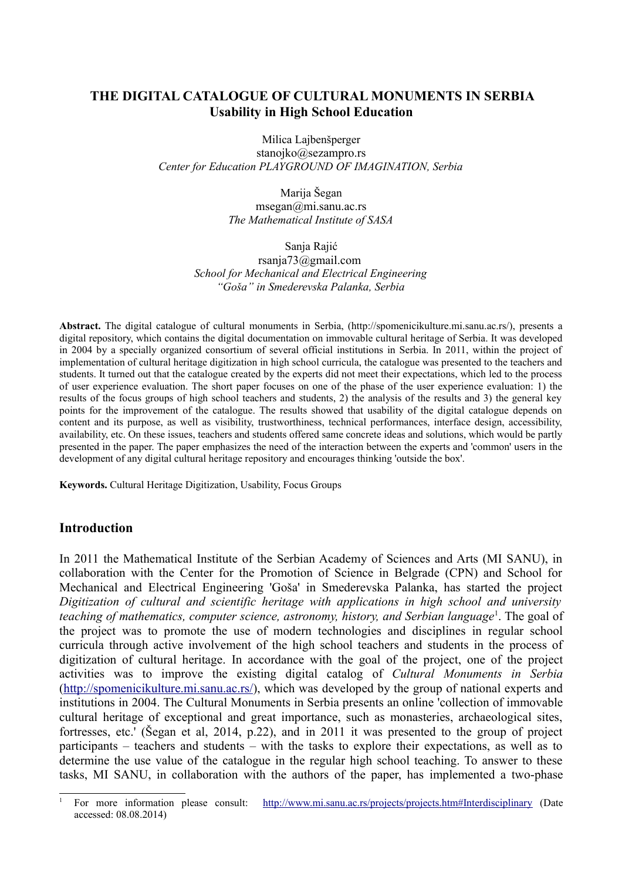# THE DIGITAL CATALOGUE OF CULTURAL MONUMENTS IN SERBIA
## Usability in High School Education

Milica Lajbenšperger
stanojko@sezampro.rs
*Center for Education PLAYGROUND OF IMAGINATION, Serbia*

Marija Šegan
msegan@mi.sanu.ac.rs
*The Mathematical Institute of SASA*

Sanja Rajić
rsanja73@gmail.com
*School for Mechanical and Electrical Engineering "Goša" in Smederevska Palanka, Serbia*

**Abstract.** The digital catalogue of cultural monuments in Serbia, (http://spomenicikulture.mi.sanu.ac.rs/), presents a digital repository, which contains the digital documentation on immovable cultural heritage of Serbia. It was developed in 2004 by a specially organized consortium of several official institutions in Serbia. In 2011, within the project of implementation of cultural heritage digitization in high school curricula, the catalogue was presented to the teachers and students. It turned out that the catalogue created by the experts did not meet their expectations, which led to the process of user experience evaluation. The short paper focuses on one of the phase of the user experience evaluation: 1) the results of the focus groups of high school teachers and students, 2) the analysis of the results and 3) the general key points for the improvement of the catalogue. The results showed that usability of the digital catalogue depends on content and its purpose, as well as visibility, trustworthiness, technical performances, interface design, accessibility, availability, etc. On these issues, teachers and students offered same concrete ideas and solutions, which would be partly presented in the paper. The paper emphasizes the need of the interaction between the experts and 'common' users in the development of any digital cultural heritage repository and encourages thinking 'outside the box'.

**Keywords.** Cultural Heritage Digitization, Usability, Focus Groups

## Introduction

In 2011 the Mathematical Institute of the Serbian Academy of Sciences and Arts (MI SANU), in collaboration with the Center for the Promotion of Science in Belgrade (CPN) and School for Mechanical and Electrical Engineering 'Goša' in Smederevska Palanka, has started the project *Digitization of cultural and scientific heritage with applications in high school and university teaching of mathematics, computer science, astronomy, history, and Serbian language*[1]. The goal of the project was to promote the use of modern technologies and disciplines in regular school curricula through active involvement of the high school teachers and students in the process of digitization of cultural heritage. In accordance with the goal of the project, one of the project activities was to improve the existing digital catalog of *Cultural Monuments in Serbia* (http://spomenicikulture.mi.sanu.ac.rs/), which was developed by the group of national experts and institutions in 2004. The Cultural Monuments in Serbia presents an online 'collection of immovable cultural heritage of exceptional and great importance, such as monasteries, archaeological sites, fortresses, etc.' (Šegan et al, 2014, p.22), and in 2011 it was presented to the group of project participants – teachers and students – with the tasks to explore their expectations, as well as to determine the use value of the catalogue in the regular high school teaching. To answer to these tasks, MI SANU, in collaboration with the authors of the paper, has implemented a two-phase

[1] For more information please consult: http://www.mi.sanu.ac.rs/projects/projects.htm#Interdisciplinary (Date accessed: 08.08.2014)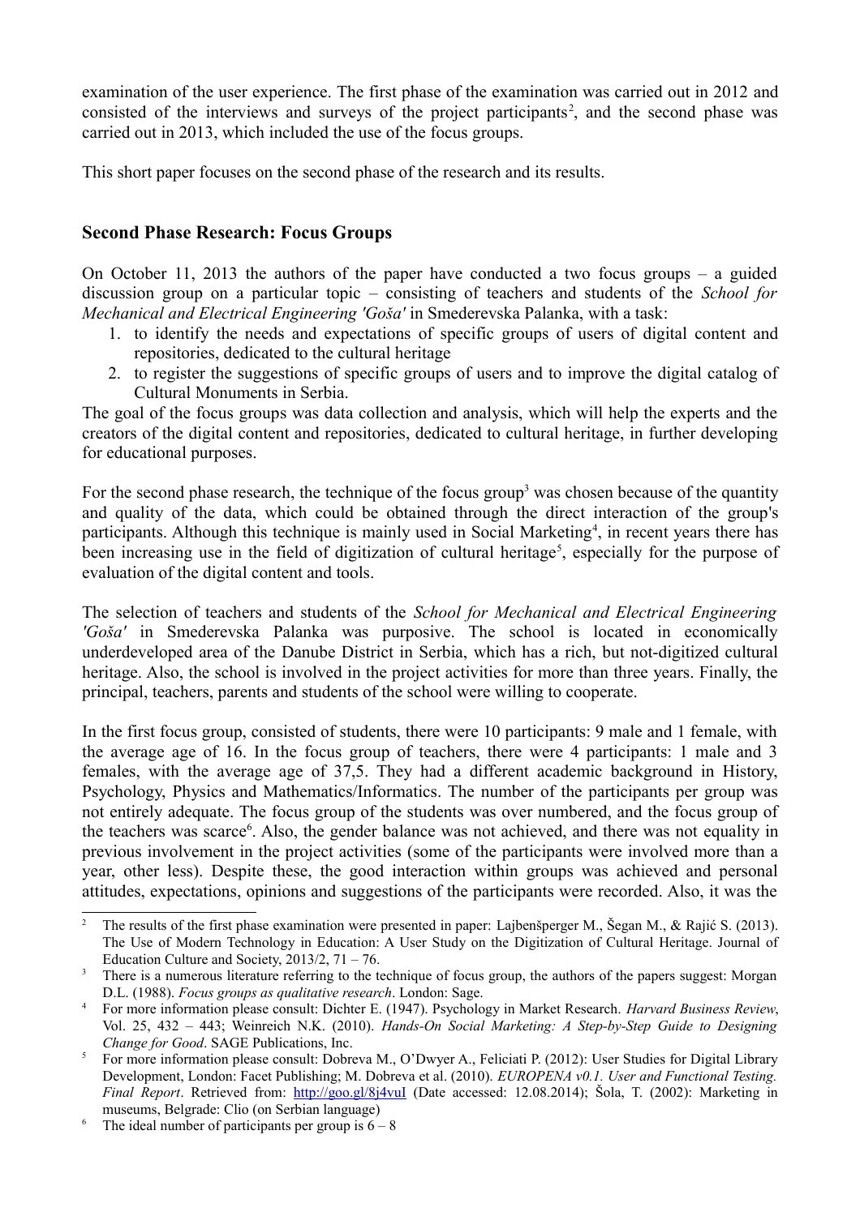examination of the user experience. The first phase of the examination was carried out in 2012 and consisted of the interviews and surveys of the project participants[2], and the second phase was carried out in 2013, which included the use of the focus groups.

This short paper focuses on the second phase of the research and its results.

## Second Phase Research: Focus Groups

On October 11, 2013 the authors of the paper have conducted a two focus groups – a guided discussion group on a particular topic – consisting of teachers and students of the *School for Mechanical and Electrical Engineering 'Goša'* in Smederevska Palanka, with a task:

1. to identify the needs and expectations of specific groups of users of digital content and repositories, dedicated to the cultural heritage
2. to register the suggestions of specific groups of users and to improve the digital catalog of Cultural Monuments in Serbia.

The goal of the focus groups was data collection and analysis, which will help the experts and the creators of the digital content and repositories, dedicated to cultural heritage, in further developing for educational purposes.

For the second phase research, the technique of the focus group[3] was chosen because of the quantity and quality of the data, which could be obtained through the direct interaction of the group's participants. Although this technique is mainly used in Social Marketing[4], in recent years there has been increasing use in the field of digitization of cultural heritage[5], especially for the purpose of evaluation of the digital content and tools.

The selection of teachers and students of the *School for Mechanical and Electrical Engineering 'Goša'* in Smederevska Palanka was purposive. The school is located in economically underdeveloped area of the Danube District in Serbia, which has a rich, but not-digitized cultural heritage. Also, the school is involved in the project activities for more than three years. Finally, the principal, teachers, parents and students of the school were willing to cooperate.

In the first focus group, consisted of students, there were 10 participants: 9 male and 1 female, with the average age of 16. In the focus group of teachers, there were 4 participants: 1 male and 3 females, with the average age of 37,5. They had a different academic background in History, Psychology, Physics and Mathematics/Informatics. The number of the participants per group was not entirely adequate. The focus group of the students was over numbered, and the focus group of the teachers was scarce[6]. Also, the gender balance was not achieved, and there was not equality in previous involvement in the project activities (some of the participants were involved more than a year, other less). Despite these, the good interaction within groups was achieved and personal attitudes, expectations, opinions and suggestions of the participants were recorded. Also, it was the

---

[2] The results of the first phase examination were presented in paper: Lajbenšperger M., Šegan M., & Rajić S. (2013). The Use of Modern Technology in Education: A User Study on the Digitization of Cultural Heritage. Journal of Education Culture and Society, 2013/2, 71 – 76.

[3] There is a numerous literature referring to the technique of focus group, the authors of the papers suggest: Morgan D.L. (1988). *Focus groups as qualitative research*. London: Sage.

[4] For more information please consult: Dichter E. (1947). Psychology in Market Research. *Harvard Business Review*, Vol. 25, 432 – 443; Weinreich N.K. (2010). *Hands-On Social Marketing: A Step-by-Step Guide to Designing Change for Good*. SAGE Publications, Inc.

[5] For more information please consult: Dobreva M., O'Dwyer A., Feliciati P. (2012): User Studies for Digital Library Development, London: Facet Publishing; M. Dobreva et al. (2010). *EUROPENA v0.1. User and Functional Testing. Final Report*. Retrieved from: http://goo.gl/8j4vuI (Date accessed: 12.08.2014); Šola, T. (2002): Marketing in museums, Belgrade: Clio (on Serbian language)

[6] The ideal number of participants per group is 6 – 8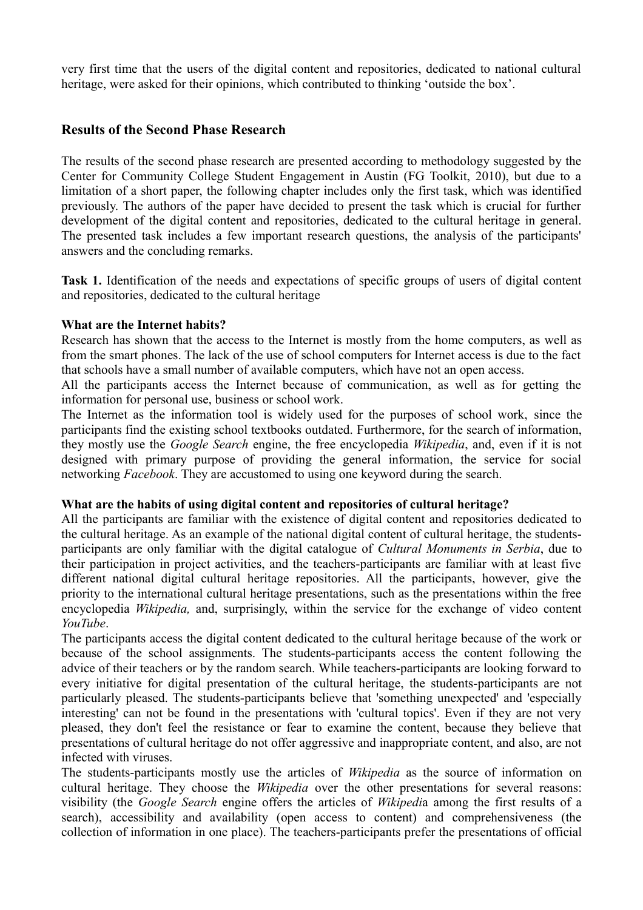very first time that the users of the digital content and repositories, dedicated to national cultural heritage, were asked for their opinions, which contributed to thinking 'outside the box'.

## Results of the Second Phase Research

The results of the second phase research are presented according to methodology suggested by the Center for Community College Student Engagement in Austin (FG Toolkit, 2010), but due to a limitation of a short paper, the following chapter includes only the first task, which was identified previously. The authors of the paper have decided to present the task which is crucial for further development of the digital content and repositories, dedicated to the cultural heritage in general. The presented task includes a few important research questions, the analysis of the participants' answers and the concluding remarks.

**Task 1.** Identification of the needs and expectations of specific groups of users of digital content and repositories, dedicated to the cultural heritage

**What are the Internet habits?**

Research has shown that the access to the Internet is mostly from the home computers, as well as from the smart phones. The lack of the use of school computers for Internet access is due to the fact that schools have a small number of available computers, which have not an open access.

All the participants access the Internet because of communication, as well as for getting the information for personal use, business or school work.

The Internet as the information tool is widely used for the purposes of school work, since the participants find the existing school textbooks outdated. Furthermore, for the search of information, they mostly use the *Google Search* engine, the free encyclopedia *Wikipedia*, and, even if it is not designed with primary purpose of providing the general information, the service for social networking *Facebook*. They are accustomed to using one keyword during the search.

**What are the habits of using digital content and repositories of cultural heritage?**

All the participants are familiar with the existence of digital content and repositories dedicated to the cultural heritage. As an example of the national digital content of cultural heritage, the students-participants are only familiar with the digital catalogue of *Cultural Monuments in Serbia*, due to their participation in project activities, and the teachers-participants are familiar with at least five different national digital cultural heritage repositories. All the participants, however, give the priority to the international cultural heritage presentations, such as the presentations within the free encyclopedia *Wikipedia,* and, surprisingly, within the service for the exchange of video content *YouTube*.

The participants access the digital content dedicated to the cultural heritage because of the work or because of the school assignments. The students-participants access the content following the advice of their teachers or by the random search. While teachers-participants are looking forward to every initiative for digital presentation of the cultural heritage, the students-participants are not particularly pleased. The students-participants believe that 'something unexpected' and 'especially interesting' can not be found in the presentations with 'cultural topics'. Even if they are not very pleased, they don't feel the resistance or fear to examine the content, because they believe that presentations of cultural heritage do not offer aggressive and inappropriate content, and also, are not infected with viruses.

The students-participants mostly use the articles of *Wikipedia* as the source of information on cultural heritage. They choose the *Wikipedia* over the other presentations for several reasons: visibility (the *Google Search* engine offers the articles of *Wikipedi*a among the first results of a search), accessibility and availability (open access to content) and comprehensiveness (the collection of information in one place). The teachers-participants prefer the presentations of official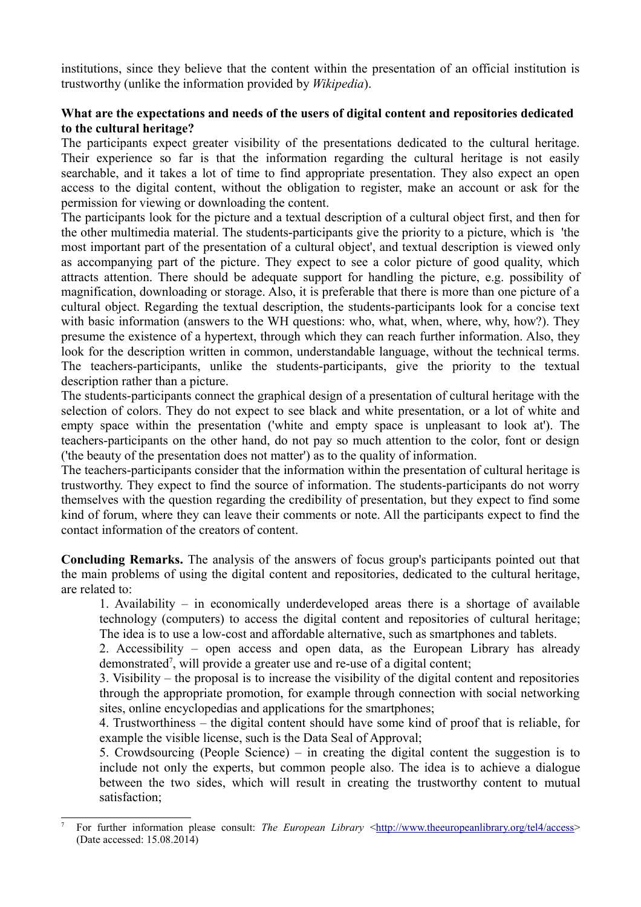institutions, since they believe that the content within the presentation of an official institution is trustworthy (unlike the information provided by *Wikipedia*).

**What are the expectations and needs of the users of digital content and repositories dedicated to the cultural heritage?**

The participants expect greater visibility of the presentations dedicated to the cultural heritage. Their experience so far is that the information regarding the cultural heritage is not easily searchable, and it takes a lot of time to find appropriate presentation. They also expect an open access to the digital content, without the obligation to register, make an account or ask for the permission for viewing or downloading the content.

The participants look for the picture and a textual description of a cultural object first, and then for the other multimedia material. The students-participants give the priority to a picture, which is 'the most important part of the presentation of a cultural object', and textual description is viewed only as accompanying part of the picture. They expect to see a color picture of good quality, which attracts attention. There should be adequate support for handling the picture, e.g. possibility of magnification, downloading or storage. Also, it is preferable that there is more than one picture of a cultural object. Regarding the textual description, the students-participants look for a concise text with basic information (answers to the WH questions: who, what, when, where, why, how?). They presume the existence of a hypertext, through which they can reach further information. Also, they look for the description written in common, understandable language, without the technical terms. The teachers-participants, unlike the students-participants, give the priority to the textual description rather than a picture.

The students-participants connect the graphical design of a presentation of cultural heritage with the selection of colors. They do not expect to see black and white presentation, or a lot of white and empty space within the presentation ('white and empty space is unpleasant to look at'). The teachers-participants on the other hand, do not pay so much attention to the color, font or design ('the beauty of the presentation does not matter') as to the quality of information.

The teachers-participants consider that the information within the presentation of cultural heritage is trustworthy. They expect to find the source of information. The students-participants do not worry themselves with the question regarding the credibility of presentation, but they expect to find some kind of forum, where they can leave their comments or note. All the participants expect to find the contact information of the creators of content.

**Concluding Remarks.** The analysis of the answers of focus group's participants pointed out that the main problems of using the digital content and repositories, dedicated to the cultural heritage, are related to:

1. Availability – in economically underdeveloped areas there is a shortage of available technology (computers) to access the digital content and repositories of cultural heritage; The idea is to use a low-cost and affordable alternative, such as smartphones and tablets.
2. Accessibility – open access and open data, as the European Library has already demonstrated[7], will provide a greater use and re-use of a digital content;
3. Visibility – the proposal is to increase the visibility of the digital content and repositories through the appropriate promotion, for example through connection with social networking sites, online encyclopedias and applications for the smartphones;
4. Trustworthiness – the digital content should have some kind of proof that is reliable, for example the visible license, such is the Data Seal of Approval;
5. Crowdsourcing (People Science) – in creating the digital content the suggestion is to include not only the experts, but common people also. The idea is to achieve a dialogue between the two sides, which will result in creating the trustworthy content to mutual satisfaction;

---

[7] For further information please consult: *The European Library* <http://www.theeuropeanlibrary.org/tel4/access> (Date accessed: 15.08.2014)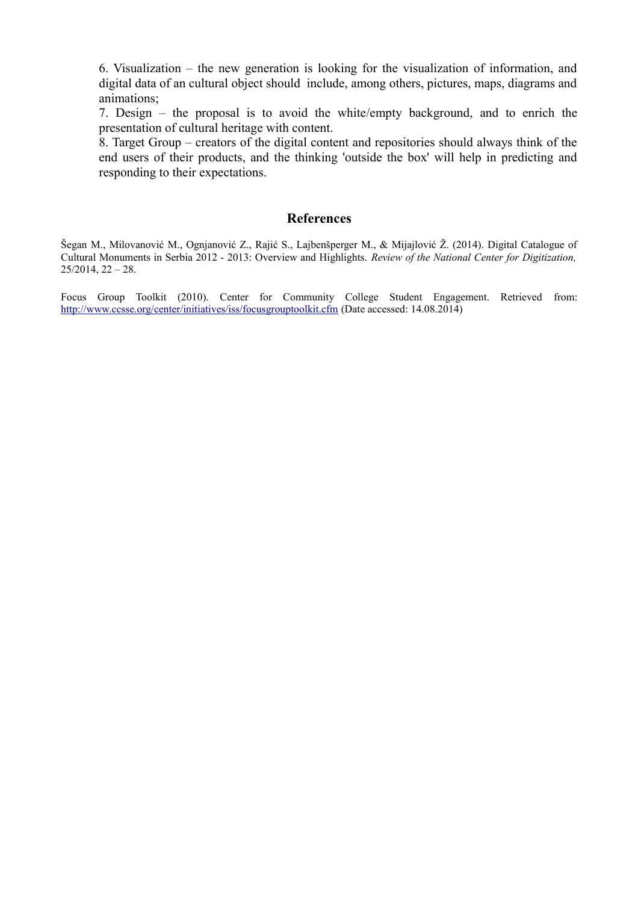6. Visualization – the new generation is looking for the visualization of information, and digital data of an cultural object should include, among others, pictures, maps, diagrams and animations;
7. Design – the proposal is to avoid the white/empty background, and to enrich the presentation of cultural heritage with content.
8. Target Group – creators of the digital content and repositories should always think of the end users of their products, and the thinking 'outside the box' will help in predicting and responding to their expectations.

## References

Šegan M., Milovanović M., Ognjanović Z., Rajić S., Lajbenšperger M., & Mijajlović Ž. (2014). Digital Catalogue of Cultural Monuments in Serbia 2012 - 2013: Overview and Highlights. *Review of the National Center for Digitization,* 25/2014, 22 – 28.

Focus Group Toolkit (2010). Center for Community College Student Engagement. Retrieved from: [http://www.ccsse.org/center/initiatives/iss/focusgrouptoolkit.cfm](http://www.ccsse.org/center/initiatives/iss/focusgrouptoolkit.cfm) (Date accessed: 14.08.2014)